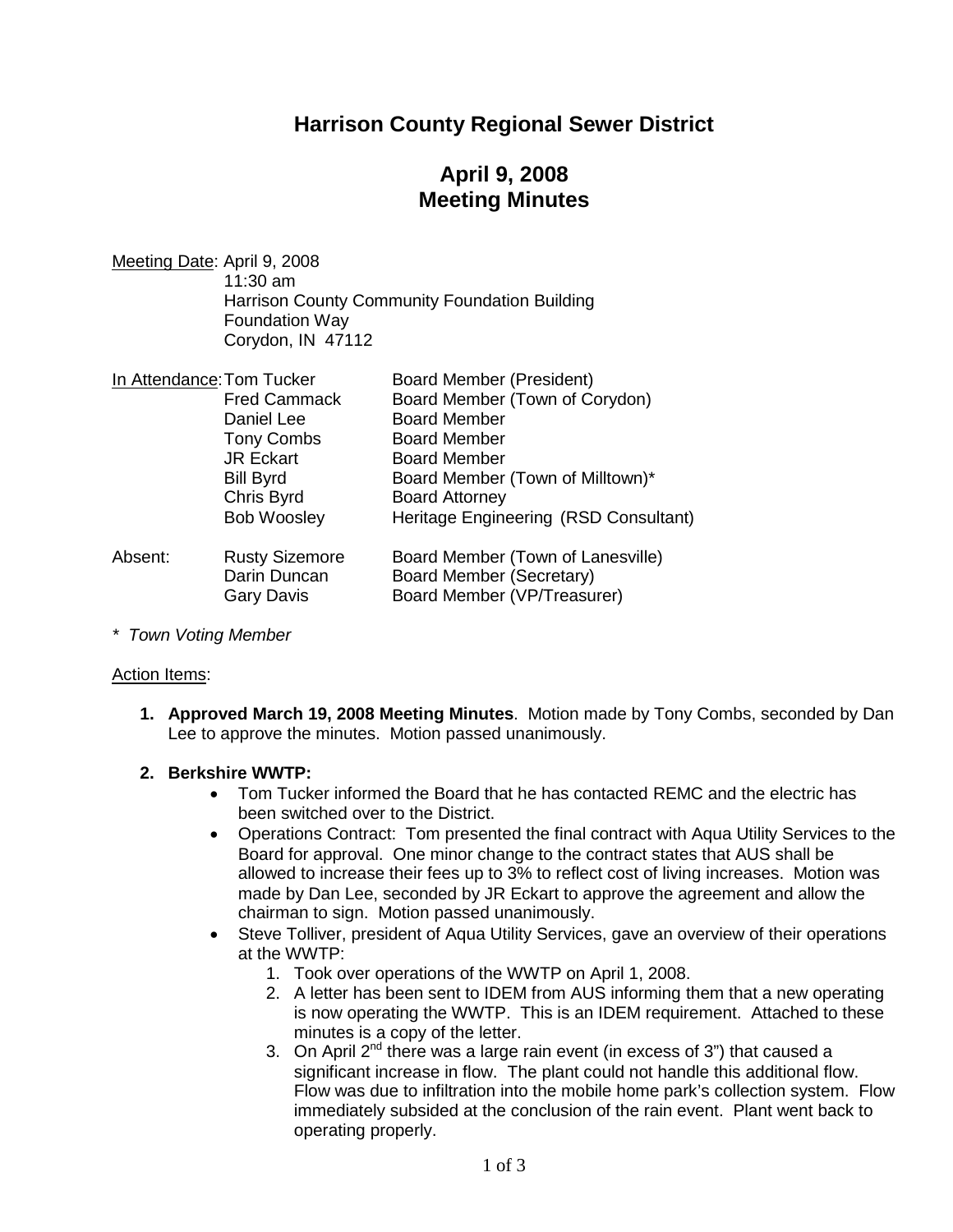# Harrison County Regional Sewer District

## April 9, 2008
## Meeting Minutes

Meeting Date: April 9, 2008
11:30 am
Harrison County Community Foundation Building
Foundation Way
Corydon, IN 47112

In Attendance:

| Name | Role |
|---|---|
| Tom Tucker | Board Member (President) |
| Fred Cammack | Board Member (Town of Corydon) |
| Daniel Lee | Board Member |
| Tony Combs | Board Member |
| JR Eckart | Board Member |
| Bill Byrd | Board Member (Town of Milltown)* |
| Chris Byrd | Board Attorney |
| Bob Woosley | Heritage Engineering (RSD Consultant) |

Absent:

| Name | Role |
|---|---|
| Rusty Sizemore | Board Member (Town of Lanesville) |
| Darin Duncan | Board Member (Secretary) |
| Gary Davis | Board Member (VP/Treasurer) |

*\* Town Voting Member*

Action Items:

1. **Approved March 19, 2008 Meeting Minutes**. Motion made by Tony Combs, seconded by Dan Lee to approve the minutes. Motion passed unanimously.

2. **Berkshire WWTP:**
   - Tom Tucker informed the Board that he has contacted REMC and the electric has been switched over to the District.
   - Operations Contract: Tom presented the final contract with Aqua Utility Services to the Board for approval. One minor change to the contract states that AUS shall be allowed to increase their fees up to 3% to reflect cost of living increases. Motion was made by Dan Lee, seconded by JR Eckart to approve the agreement and allow the chairman to sign. Motion passed unanimously.
   - Steve Tolliver, president of Aqua Utility Services, gave an overview of their operations at the WWTP:
     1. Took over operations of the WWTP on April 1, 2008.
     2. A letter has been sent to IDEM from AUS informing them that a new operating is now operating the WWTP. This is an IDEM requirement. Attached to these minutes is a copy of the letter.
     3. On April 2nd there was a large rain event (in excess of 3") that caused a significant increase in flow. The plant could not handle this additional flow. Flow was due to infiltration into the mobile home park's collection system. Flow immediately subsided at the conclusion of the rain event. Plant went back to operating properly.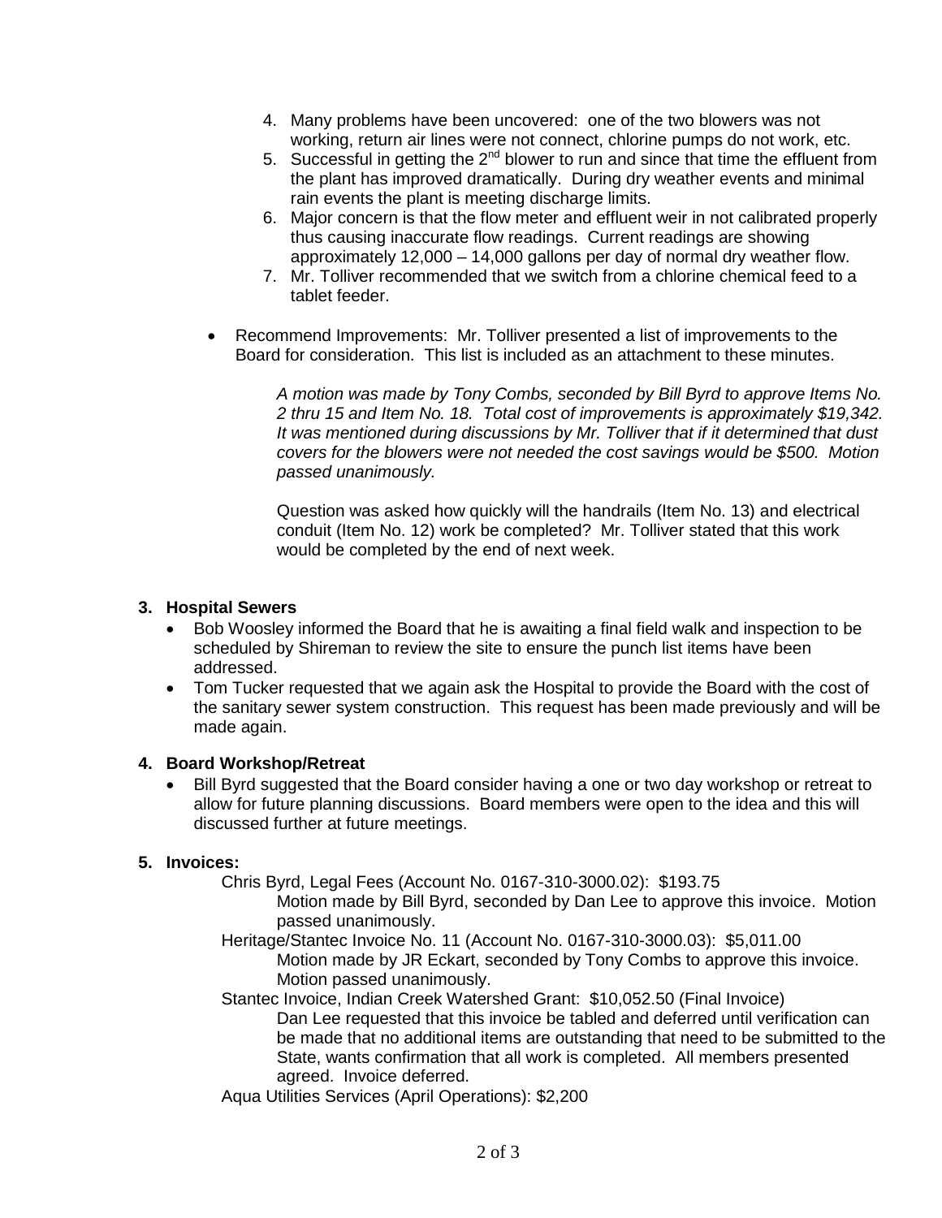4. Many problems have been uncovered: one of the two blowers was not working, return air lines were not connect, chlorine pumps do not work, etc.
5. Successful in getting the 2nd blower to run and since that time the effluent from the plant has improved dramatically. During dry weather events and minimal rain events the plant is meeting discharge limits.
6. Major concern is that the flow meter and effluent weir in not calibrated properly thus causing inaccurate flow readings. Current readings are showing approximately 12,000 – 14,000 gallons per day of normal dry weather flow.
7. Mr. Tolliver recommended that we switch from a chlorine chemical feed to a tablet feeder.

- Recommend Improvements: Mr. Tolliver presented a list of improvements to the Board for consideration. This list is included as an attachment to these minutes.

  *A motion was made by Tony Combs, seconded by Bill Byrd to approve Items No. 2 thru 15 and Item No. 18. Total cost of improvements is approximately $19,342. It was mentioned during discussions by Mr. Tolliver that if it determined that dust covers for the blowers were not needed the cost savings would be $500. Motion passed unanimously.*

  Question was asked how quickly will the handrails (Item No. 13) and electrical conduit (Item No. 12) work be completed? Mr. Tolliver stated that this work would be completed by the end of next week.

### 3. Hospital Sewers

- Bob Woosley informed the Board that he is awaiting a final field walk and inspection to be scheduled by Shireman to review the site to ensure the punch list items have been addressed.
- Tom Tucker requested that we again ask the Hospital to provide the Board with the cost of the sanitary sewer system construction. This request has been made previously and will be made again.

### 4. Board Workshop/Retreat

- Bill Byrd suggested that the Board consider having a one or two day workshop or retreat to allow for future planning discussions. Board members were open to the idea and this will discussed further at future meetings.

### 5. Invoices:

Chris Byrd, Legal Fees (Account No. 0167-310-3000.02): $193.75
Motion made by Bill Byrd, seconded by Dan Lee to approve this invoice. Motion passed unanimously.

Heritage/Stantec Invoice No. 11 (Account No. 0167-310-3000.03): $5,011.00
Motion made by JR Eckart, seconded by Tony Combs to approve this invoice. Motion passed unanimously.

Stantec Invoice, Indian Creek Watershed Grant: $10,052.50 (Final Invoice)
Dan Lee requested that this invoice be tabled and deferred until verification can be made that no additional items are outstanding that need to be submitted to the State, wants confirmation that all work is completed. All members presented agreed. Invoice deferred.

Aqua Utilities Services (April Operations): $2,200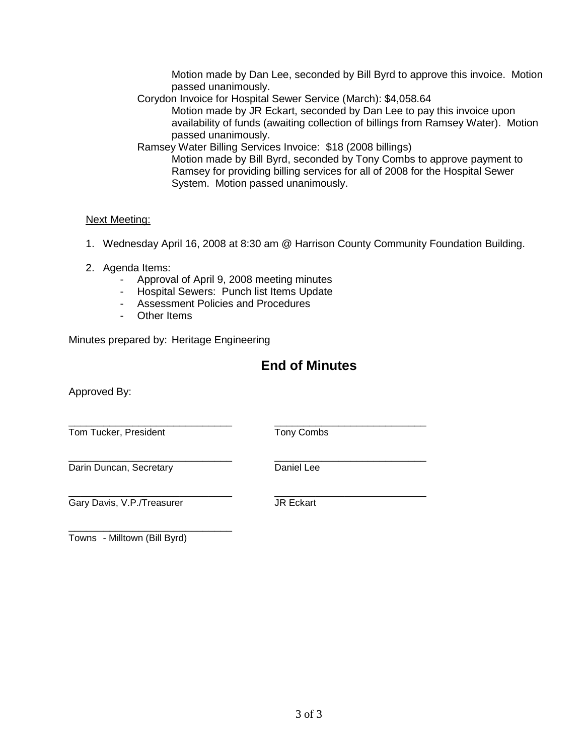Motion made by Dan Lee, seconded by Bill Byrd to approve this invoice. Motion passed unanimously.

Corydon Invoice for Hospital Sewer Service (March): $4,058.64

Motion made by JR Eckart, seconded by Dan Lee to pay this invoice upon availability of funds (awaiting collection of billings from Ramsey Water). Motion passed unanimously.

Ramsey Water Billing Services Invoice: $18 (2008 billings)

Motion made by Bill Byrd, seconded by Tony Combs to approve payment to Ramsey for providing billing services for all of 2008 for the Hospital Sewer System. Motion passed unanimously.

<u>Next Meeting:</u>

1. Wednesday April 16, 2008 at 8:30 am @ Harrison County Community Foundation Building.

2. Agenda Items:
   - Approval of April 9, 2008 meeting minutes
   - Hospital Sewers: Punch list Items Update
   - Assessment Policies and Procedures
   - Other Items

Minutes prepared by: Heritage Engineering

## End of Minutes

Approved By:

| | |
|---|---|
| ____________________________ | ____________________________ |
| Tom Tucker, President | Tony Combs |
| ____________________________ | ____________________________ |
| Darin Duncan, Secretary | Daniel Lee |
| ____________________________ | ____________________________ |
| Gary Davis, V.P./Treasurer | JR Eckart |
| ____________________________ | |
| Towns - Milltown (Bill Byrd) | |